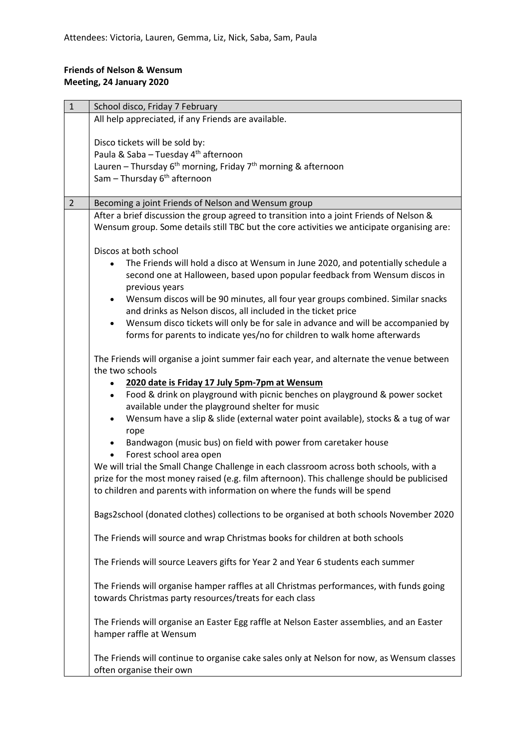Attendees: Victoria, Lauren, Gemma, Liz, Nick, Saba, Sam, Paula

**Friends of Nelson & Wensum**
**Meeting, 24 January 2020**

| 1 | School disco, Friday 7 February |
|---|---|
| | All help appreciated, if any Friends are available.<br><br>Disco tickets will be sold by:<br>Paula & Saba – Tuesday 4th afternoon<br>Lauren – Thursday 6th morning, Friday 7th morning & afternoon<br>Sam – Thursday 6th afternoon |
| 2 | Becoming a joint Friends of Nelson and Wensum group |
| | After a brief discussion the group agreed to transition into a joint Friends of Nelson & Wensum group. Some details still TBC but the core activities we anticipate organising are:<br><br>Discos at both school<br>• The Friends will hold a disco at Wensum in June 2020, and potentially schedule a second one at Halloween, based upon popular feedback from Wensum discos in previous years<br>• Wensum discos will be 90 minutes, all four year groups combined. Similar snacks and drinks as Nelson discos, all included in the ticket price<br>• Wensum disco tickets will only be for sale in advance and will be accompanied by forms for parents to indicate yes/no for children to walk home afterwards<br><br>The Friends will organise a joint summer fair each year, and alternate the venue between the two schools<br>• **2020 date is Friday 17 July 5pm-7pm at Wensum**<br>• Food & drink on playground with picnic benches on playground & power socket available under the playground shelter for music<br>• Wensum have a slip & slide (external water point available), stocks & a tug of war rope<br>• Bandwagon (music bus) on field with power from caretaker house<br>• Forest school area open<br>We will trial the Small Change Challenge in each classroom across both schools, with a prize for the most money raised (e.g. film afternoon). This challenge should be publicised to children and parents with information on where the funds will be spend<br><br>Bags2school (donated clothes) collections to be organised at both schools November 2020<br><br>The Friends will source and wrap Christmas books for children at both schools<br><br>The Friends will source Leavers gifts for Year 2 and Year 6 students each summer<br><br>The Friends will organise hamper raffles at all Christmas performances, with funds going towards Christmas party resources/treats for each class<br><br>The Friends will organise an Easter Egg raffle at Nelson Easter assemblies, and an Easter hamper raffle at Wensum<br><br>The Friends will continue to organise cake sales only at Nelson for now, as Wensum classes often organise their own |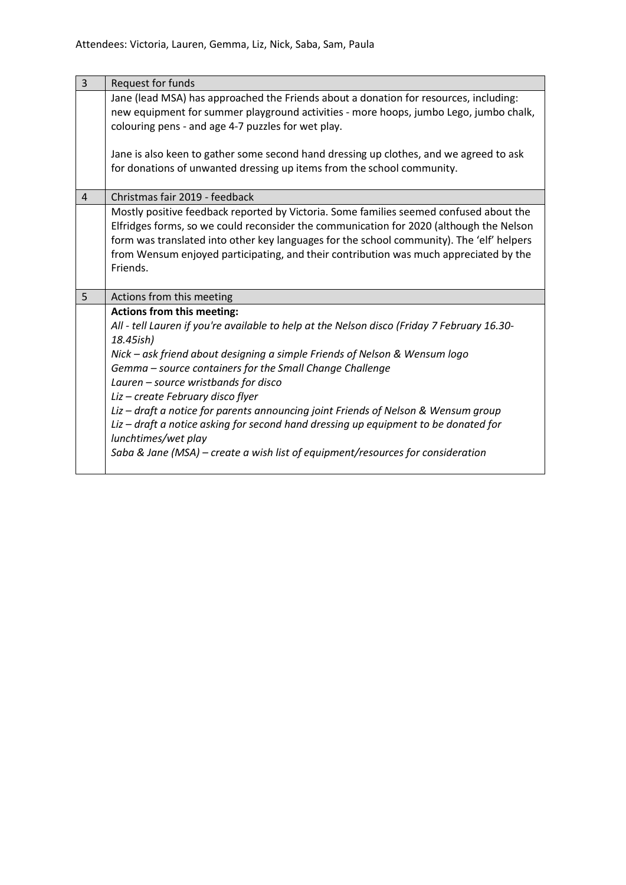Attendees: Victoria, Lauren, Gemma, Liz, Nick, Saba, Sam, Paula

| | |
|---|---|
| 3 | Request for funds |
| | Jane (lead MSA) has approached the Friends about a donation for resources, including: new equipment for summer playground activities - more hoops, jumbo Lego, jumbo chalk, colouring pens - and age 4-7 puzzles for wet play.<br><br>Jane is also keen to gather some second hand dressing up clothes, and we agreed to ask for donations of unwanted dressing up items from the school community. |
| 4 | Christmas fair 2019 - feedback |
| | Mostly positive feedback reported by Victoria. Some families seemed confused about the Elfridges forms, so we could reconsider the communication for 2020 (although the Nelson form was translated into other key languages for the school community). The 'elf' helpers from Wensum enjoyed participating, and their contribution was much appreciated by the Friends. |
| 5 | Actions from this meeting |
| | **Actions from this meeting:**<br>*All - tell Lauren if you're available to help at the Nelson disco (Friday 7 February 16.30-18.45ish)*<br>*Nick – ask friend about designing a simple Friends of Nelson & Wensum logo*<br>*Gemma – source containers for the Small Change Challenge*<br>*Lauren – source wristbands for disco*<br>*Liz – create February disco flyer*<br>*Liz – draft a notice for parents announcing joint Friends of Nelson & Wensum group*<br>*Liz – draft a notice asking for second hand dressing up equipment to be donated for lunchtimes/wet play*<br>*Saba & Jane (MSA) – create a wish list of equipment/resources for consideration* |